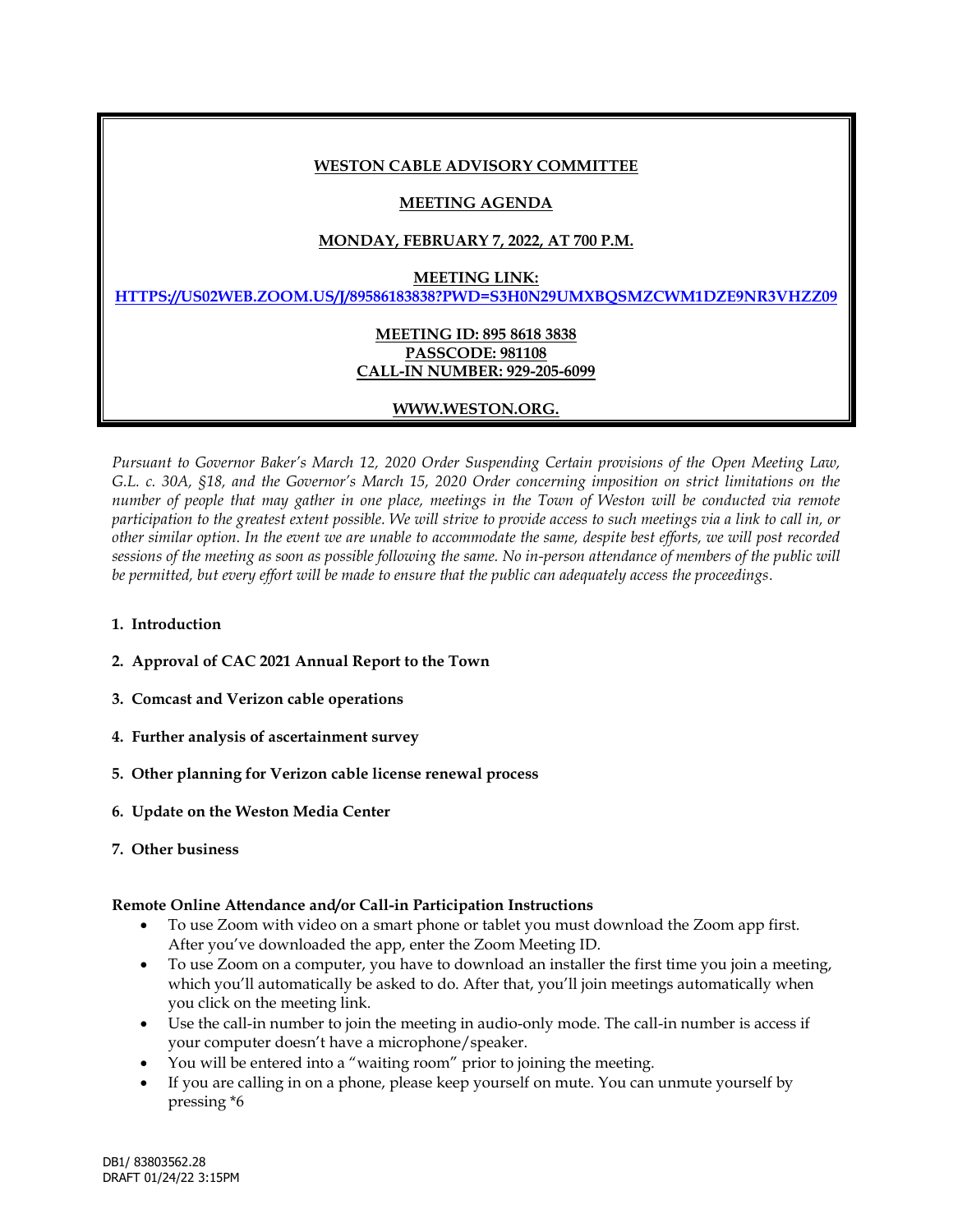**WESTON CABLE ADVISORY COMMITTEE**

**MEETING AGENDA**

**MONDAY, FEBRUARY 7, 2022, AT 700 P.M.**

**MEETING LINK:**
**HTTPS://US02WEB.ZOOM.US/J/89586183838?PWD=S3H0N29UMXBQSMZCWM1DZE9NR3VHZZ09**

**MEETING ID: 895 8618 3838**
**PASSCODE: 981108**
**CALL-IN NUMBER: 929-205-6099**

**WWW.WESTON.ORG.**

*Pursuant to Governor Baker's March 12, 2020 Order Suspending Certain provisions of the Open Meeting Law, G.L. c. 30A, §18, and the Governor's March 15, 2020 Order concerning imposition on strict limitations on the number of people that may gather in one place, meetings in the Town of Weston will be conducted via remote participation to the greatest extent possible. We will strive to provide access to such meetings via a link to call in, or other similar option. In the event we are unable to accommodate the same, despite best efforts, we will post recorded sessions of the meeting as soon as possible following the same. No in-person attendance of members of the public will be permitted, but every effort will be made to ensure that the public can adequately access the proceedings.*

1. **Introduction**
2. **Approval of CAC 2021 Annual Report to the Town**
3. **Comcast and Verizon cable operations**
4. **Further analysis of ascertainment survey**
5. **Other planning for Verizon cable license renewal process**
6. **Update on the Weston Media Center**
7. **Other business**

**Remote Online Attendance and/or Call-in Participation Instructions**

- To use Zoom with video on a smart phone or tablet you must download the Zoom app first. After you've downloaded the app, enter the Zoom Meeting ID.
- To use Zoom on a computer, you have to download an installer the first time you join a meeting, which you'll automatically be asked to do. After that, you'll join meetings automatically when you click on the meeting link.
- Use the call-in number to join the meeting in audio-only mode. The call-in number is access if your computer doesn't have a microphone/speaker.
- You will be entered into a "waiting room" prior to joining the meeting.
- If you are calling in on a phone, please keep yourself on mute. You can unmute yourself by pressing *6

DB1/ 83803562.28
DRAFT 01/24/22 3:15PM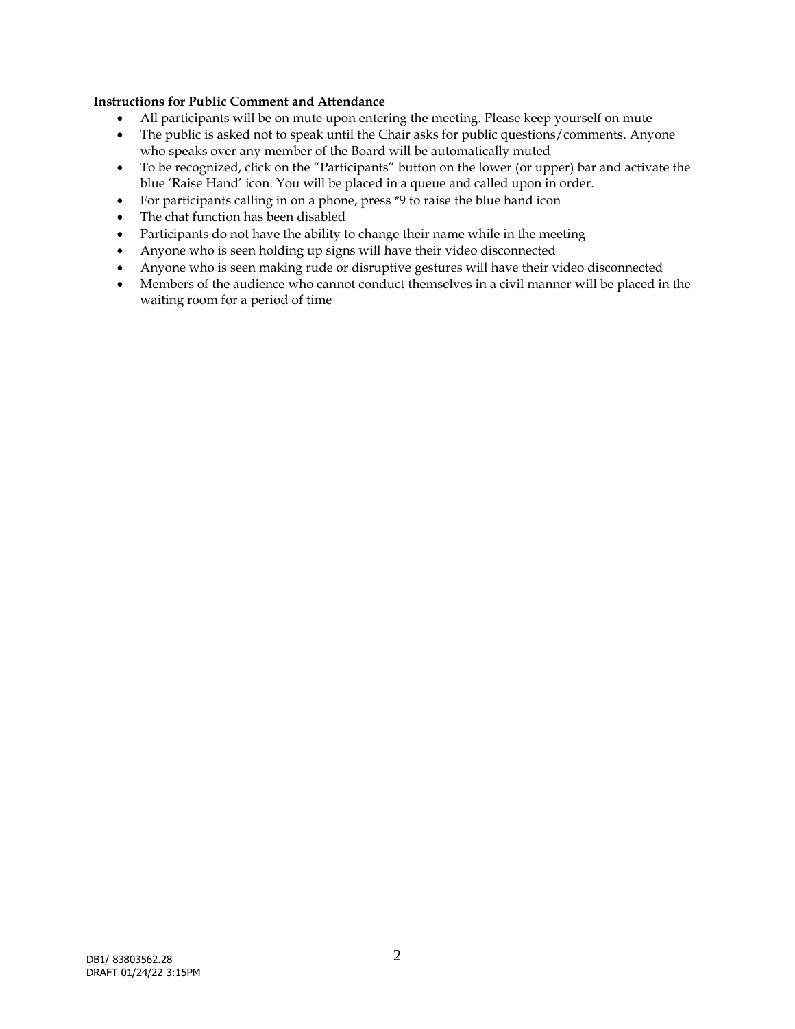**Instructions for Public Comment and Attendance**

- All participants will be on mute upon entering the meeting. Please keep yourself on mute
- The public is asked not to speak until the Chair asks for public questions/comments. Anyone who speaks over any member of the Board will be automatically muted
- To be recognized, click on the "Participants" button on the lower (or upper) bar and activate the blue 'Raise Hand' icon. You will be placed in a queue and called upon in order.
- For participants calling in on a phone, press *9 to raise the blue hand icon
- The chat function has been disabled
- Participants do not have the ability to change their name while in the meeting
- Anyone who is seen holding up signs will have their video disconnected
- Anyone who is seen making rude or disruptive gestures will have their video disconnected
- Members of the audience who cannot conduct themselves in a civil manner will be placed in the waiting room for a period of time

DB1/ 83803562.28
DRAFT 01/24/22 3:15PM